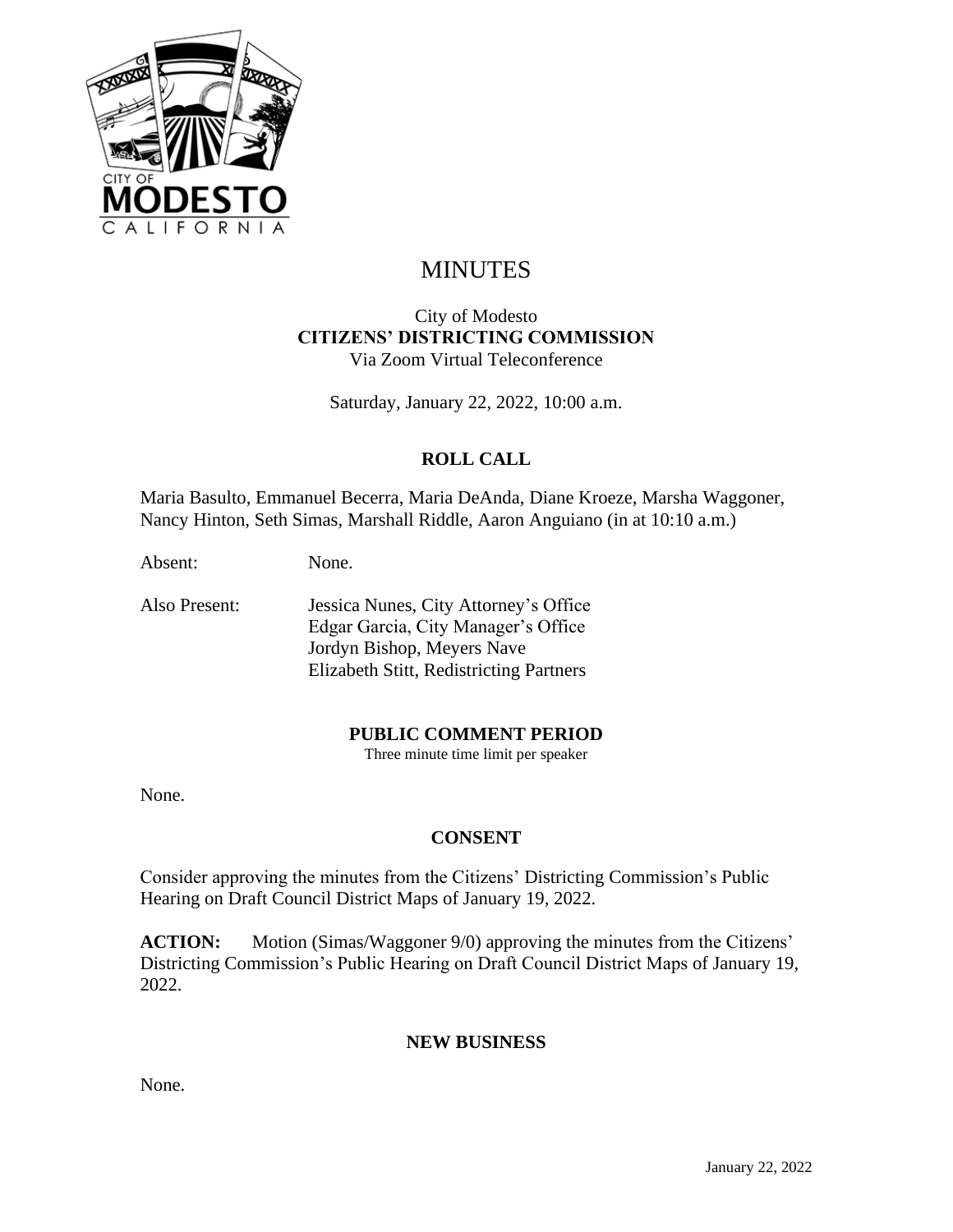# MINUTES

City of Modesto
**CITIZENS' DISTRICTING COMMISSION**
Via Zoom Virtual Teleconference

Saturday, January 22, 2022, 10:00 a.m.

## ROLL CALL

Maria Basulto, Emmanuel Becerra, Maria DeAnda, Diane Kroeze, Marsha Waggoner, Nancy Hinton, Seth Simas, Marshall Riddle, Aaron Anguiano (in at 10:10 a.m.)

Absent: None.

Also Present:
Jessica Nunes, City Attorney's Office
Edgar Garcia, City Manager's Office
Jordyn Bishop, Meyers Nave
Elizabeth Stitt, Redistricting Partners

## PUBLIC COMMENT PERIOD

Three minute time limit per speaker

None.

## CONSENT

Consider approving the minutes from the Citizens' Districting Commission's Public Hearing on Draft Council District Maps of January 19, 2022.

**ACTION:** Motion (Simas/Waggoner 9/0) approving the minutes from the Citizens' Districting Commission's Public Hearing on Draft Council District Maps of January 19, 2022.

## NEW BUSINESS

None.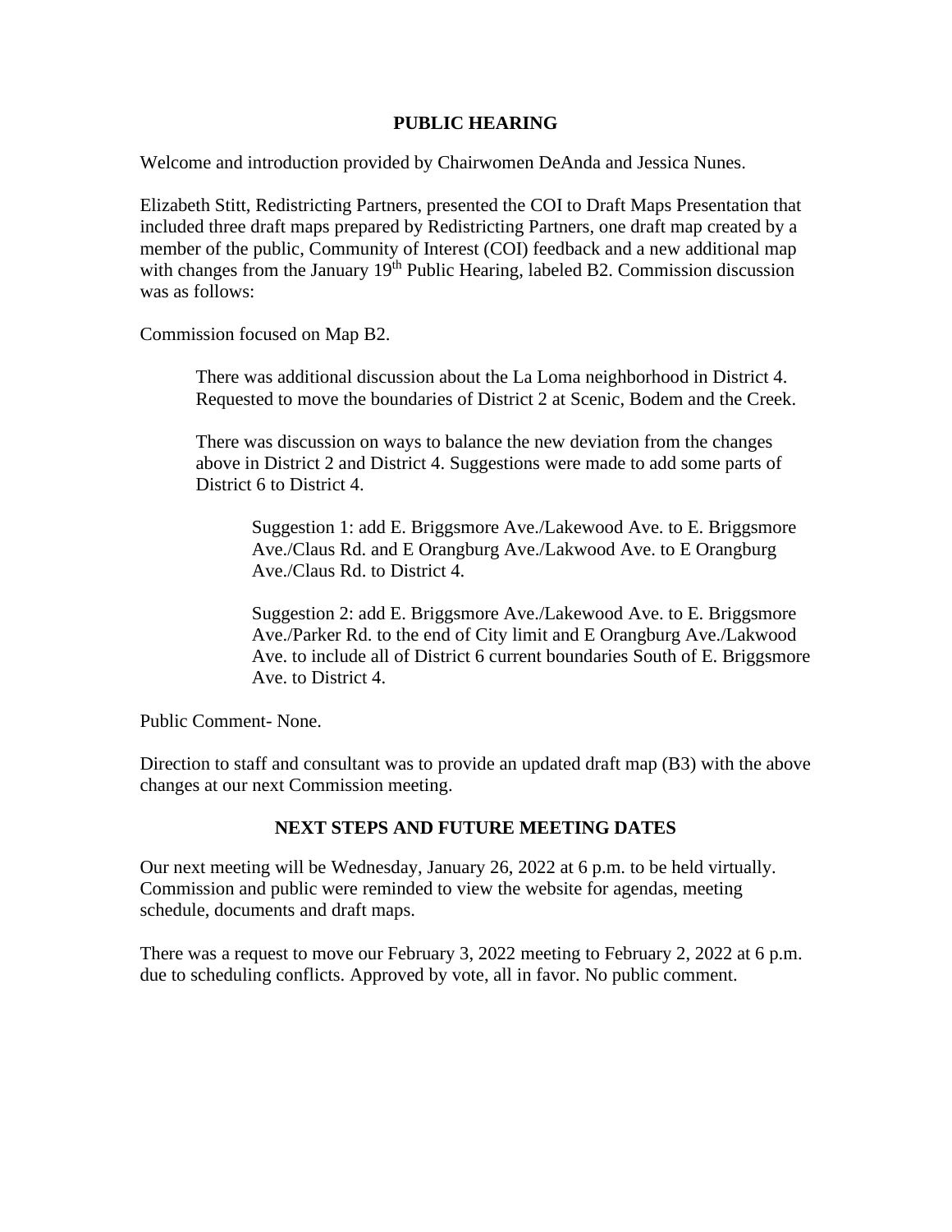## PUBLIC HEARING

Welcome and introduction provided by Chairwomen DeAnda and Jessica Nunes.

Elizabeth Stitt, Redistricting Partners, presented the COI to Draft Maps Presentation that included three draft maps prepared by Redistricting Partners, one draft map created by a member of the public, Community of Interest (COI) feedback and a new additional map with changes from the January 19th Public Hearing, labeled B2. Commission discussion was as follows:

Commission focused on Map B2.

> There was additional discussion about the La Loma neighborhood in District 4. Requested to move the boundaries of District 2 at Scenic, Bodem and the Creek.
>
> There was discussion on ways to balance the new deviation from the changes above in District 2 and District 4. Suggestions were made to add some parts of District 6 to District 4.
>
> > Suggestion 1: add E. Briggsmore Ave./Lakewood Ave. to E. Briggsmore Ave./Claus Rd. and E Orangburg Ave./Lakwood Ave. to E Orangburg Ave./Claus Rd. to District 4.
> >
> > Suggestion 2: add E. Briggsmore Ave./Lakewood Ave. to E. Briggsmore Ave./Parker Rd. to the end of City limit and E Orangburg Ave./Lakwood Ave. to include all of District 6 current boundaries South of E. Briggsmore Ave. to District 4.

Public Comment- None.

Direction to staff and consultant was to provide an updated draft map (B3) with the above changes at our next Commission meeting.

## NEXT STEPS AND FUTURE MEETING DATES

Our next meeting will be Wednesday, January 26, 2022 at 6 p.m. to be held virtually. Commission and public were reminded to view the website for agendas, meeting schedule, documents and draft maps.

There was a request to move our February 3, 2022 meeting to February 2, 2022 at 6 p.m. due to scheduling conflicts. Approved by vote, all in favor. No public comment.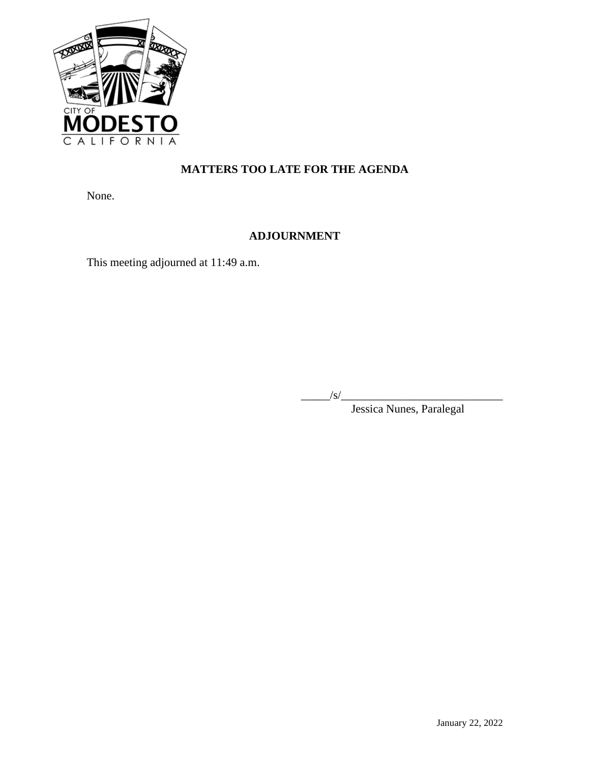## MATTERS TOO LATE FOR THE AGENDA

None.

## ADJOURNMENT

This meeting adjourned at 11:49 a.m.

_____/s/____________________________

Jessica Nunes, Paralegal

January 22, 2022